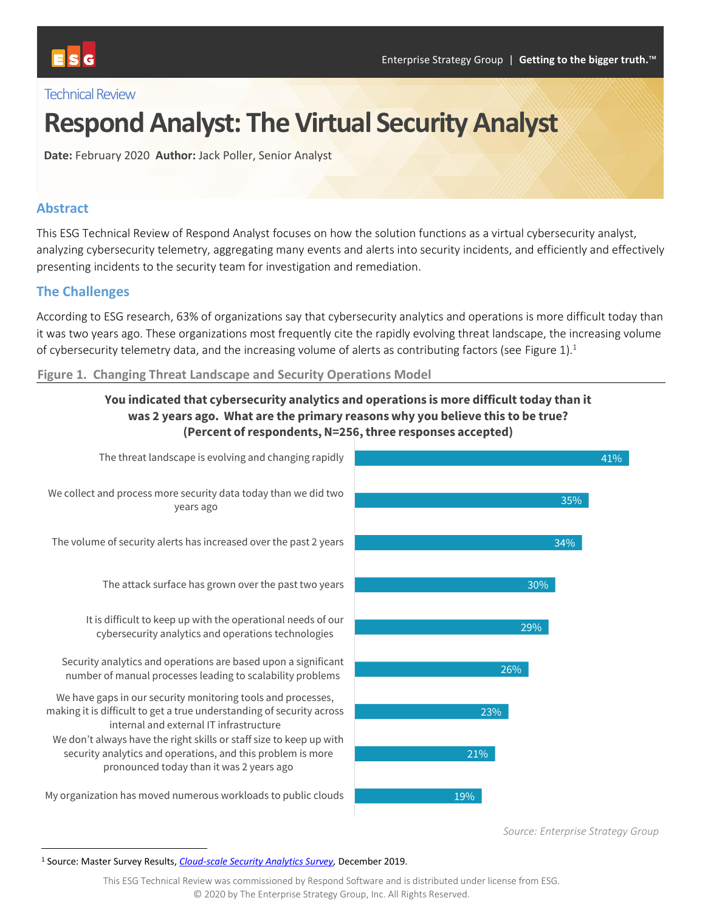Technical Review

# Respond Analyst: The Virtual Security Analyst

**Date:** February 2020 **Author:** Jack Poller, Senior Analyst

## Abstract

This ESG Technical Review of Respond Analyst focuses on how the solution functions as a virtual cybersecurity analyst, analyzing cybersecurity telemetry, aggregating many events and alerts into security incidents, and efficiently and effectively presenting incidents to the security team for investigation and remediation.

## The Challenges

According to ESG research, 63% of organizations say that cybersecurity analytics and operations is more difficult today than it was two years ago. These organizations most frequently cite the rapidly evolving threat landscape, the increasing volume of cybersecurity telemetry data, and the increasing volume of alerts as contributing factors (see Figure 1).[1]

**Figure 1. Changing Threat Landscape and Security Operations Model**

**You indicated that cybersecurity analytics and operations is more difficult today than it was 2 years ago. What are the primary reasons why you believe this to be true? (Percent of respondents, N=256, three responses accepted)**

| Reason | Percent |
| --- | --- |
| The threat landscape is evolving and changing rapidly | 41% |
| We collect and process more security data today than we did two years ago | 35% |
| The volume of security alerts has increased over the past 2 years | 34% |
| The attack surface has grown over the past two years | 30% |
| It is difficult to keep up with the operational needs of our cybersecurity analytics and operations technologies | 29% |
| Security analytics and operations are based upon a significant number of manual processes leading to scalability problems | 26% |
| We have gaps in our security monitoring tools and processes, making it is difficult to get a true understanding of security across internal and external IT infrastructure | 23% |
| We don't always have the right skills or staff size to keep up with security analytics and operations, and this problem is more pronounced today than it was 2 years ago | 21% |
| My organization has moved numerous workloads to public clouds | 19% |

*Source: Enterprise Strategy Group*

[1] Source: Master Survey Results, *Cloud-scale Security Analytics Survey*, December 2019.

This ESG Technical Review was commissioned by Respond Software and is distributed under license from ESG.
© 2020 by The Enterprise Strategy Group, Inc. All Rights Reserved.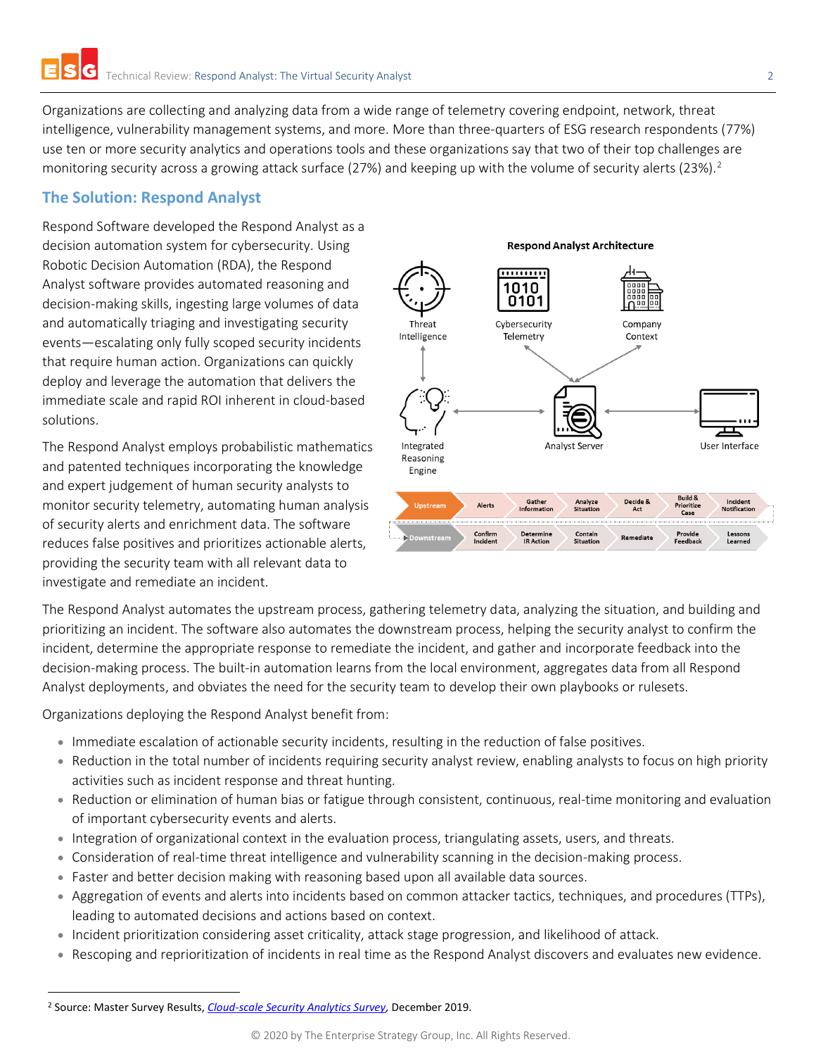Organizations are collecting and analyzing data from a wide range of telemetry covering endpoint, network, threat intelligence, vulnerability management systems, and more. More than three-quarters of ESG research respondents (77%) use ten or more security analytics and operations tools and these organizations say that two of their top challenges are monitoring security across a growing attack surface (27%) and keeping up with the volume of security alerts (23%).[2]

## The Solution: Respond Analyst

Respond Software developed the Respond Analyst as a decision automation system for cybersecurity. Using Robotic Decision Automation (RDA), the Respond Analyst software provides automated reasoning and decision-making skills, ingesting large volumes of data and automatically triaging and investigating security events—escalating only fully scoped security incidents that require human action. Organizations can quickly deploy and leverage the automation that delivers the immediate scale and rapid ROI inherent in cloud-based solutions.

The Respond Analyst employs probabilistic mathematics and patented techniques incorporating the knowledge and expert judgement of human security analysts to monitor security telemetry, automating human analysis of security alerts and enrichment data. The software reduces false positives and prioritizes actionable alerts, providing the security team with all relevant data to investigate and remediate an incident.

**Respond Analyst Architecture**

Threat Intelligence — Cybersecurity Telemetry — Company Context — Integrated Reasoning Engine — Analyst Server — User Interface

| Upstream | Alerts | Gather Information | Analyze Situation | Decide & Act | Build & Prioritize Case | Incident Notification |
|---|---|---|---|---|---|---|
| Downstream | Confirm Incident | Determine IR Action | Contain Situation | Remediate | Provide Feedback | Lessons Learned |

The Respond Analyst automates the upstream process, gathering telemetry data, analyzing the situation, and building and prioritizing an incident. The software also automates the downstream process, helping the security analyst to confirm the incident, determine the appropriate response to remediate the incident, and gather and incorporate feedback into the decision-making process. The built-in automation learns from the local environment, aggregates data from all Respond Analyst deployments, and obviates the need for the security team to develop their own playbooks or rulesets.

Organizations deploying the Respond Analyst benefit from:

- Immediate escalation of actionable security incidents, resulting in the reduction of false positives.
- Reduction in the total number of incidents requiring security analyst review, enabling analysts to focus on high priority activities such as incident response and threat hunting.
- Reduction or elimination of human bias or fatigue through consistent, continuous, real-time monitoring and evaluation of important cybersecurity events and alerts.
- Integration of organizational context in the evaluation process, triangulating assets, users, and threats.
- Consideration of real-time threat intelligence and vulnerability scanning in the decision-making process.
- Faster and better decision making with reasoning based upon all available data sources.
- Aggregation of events and alerts into incidents based on common attacker tactics, techniques, and procedures (TTPs), leading to automated decisions and actions based on context.
- Incident prioritization considering asset criticality, attack stage progression, and likelihood of attack.
- Rescoping and reprioritization of incidents in real time as the Respond Analyst discovers and evaluates new evidence.

[2] Source: Master Survey Results, *Cloud-scale Security Analytics Survey*, December 2019.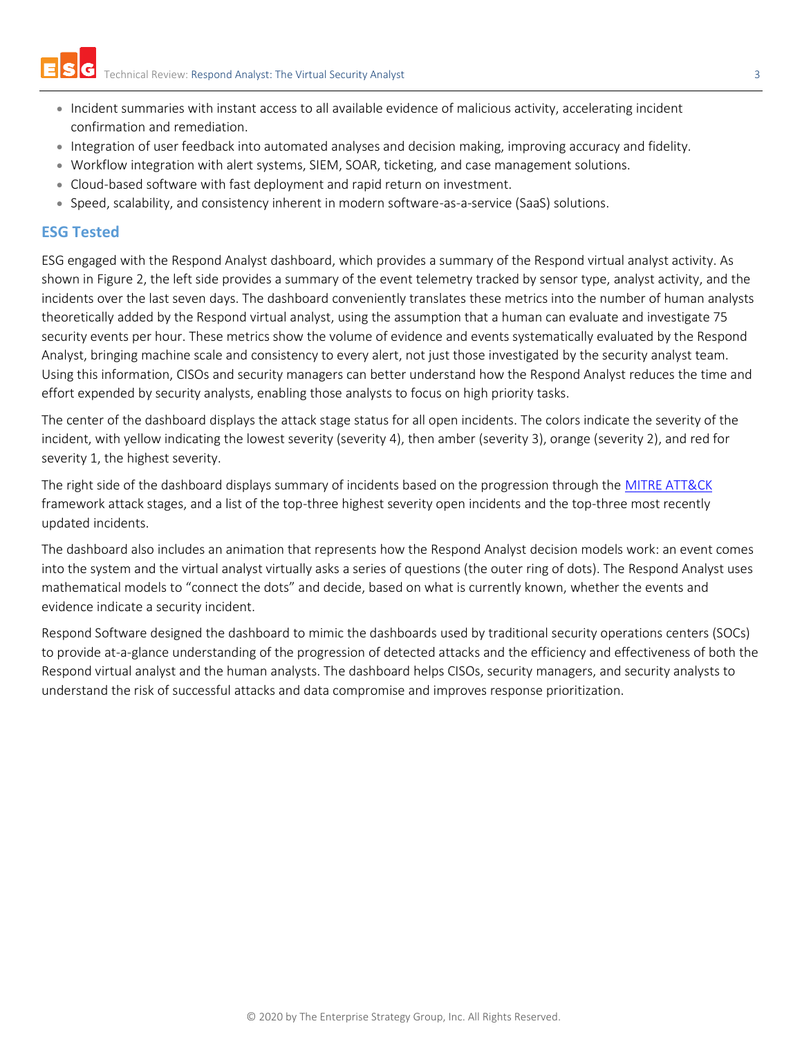- Incident summaries with instant access to all available evidence of malicious activity, accelerating incident confirmation and remediation.
- Integration of user feedback into automated analyses and decision making, improving accuracy and fidelity.
- Workflow integration with alert systems, SIEM, SOAR, ticketing, and case management solutions.
- Cloud-based software with fast deployment and rapid return on investment.
- Speed, scalability, and consistency inherent in modern software-as-a-service (SaaS) solutions.

## ESG Tested

ESG engaged with the Respond Analyst dashboard, which provides a summary of the Respond virtual analyst activity. As shown in Figure 2, the left side provides a summary of the event telemetry tracked by sensor type, analyst activity, and the incidents over the last seven days. The dashboard conveniently translates these metrics into the number of human analysts theoretically added by the Respond virtual analyst, using the assumption that a human can evaluate and investigate 75 security events per hour. These metrics show the volume of evidence and events systematically evaluated by the Respond Analyst, bringing machine scale and consistency to every alert, not just those investigated by the security analyst team. Using this information, CISOs and security managers can better understand how the Respond Analyst reduces the time and effort expended by security analysts, enabling those analysts to focus on high priority tasks.

The center of the dashboard displays the attack stage status for all open incidents. The colors indicate the severity of the incident, with yellow indicating the lowest severity (severity 4), then amber (severity 3), orange (severity 2), and red for severity 1, the highest severity.

The right side of the dashboard displays summary of incidents based on the progression through the MITRE ATT&CK framework attack stages, and a list of the top-three highest severity open incidents and the top-three most recently updated incidents.

The dashboard also includes an animation that represents how the Respond Analyst decision models work: an event comes into the system and the virtual analyst virtually asks a series of questions (the outer ring of dots). The Respond Analyst uses mathematical models to "connect the dots" and decide, based on what is currently known, whether the events and evidence indicate a security incident.

Respond Software designed the dashboard to mimic the dashboards used by traditional security operations centers (SOCs) to provide at-a-glance understanding of the progression of detected attacks and the efficiency and effectiveness of both the Respond virtual analyst and the human analysts. The dashboard helps CISOs, security managers, and security analysts to understand the risk of successful attacks and data compromise and improves response prioritization.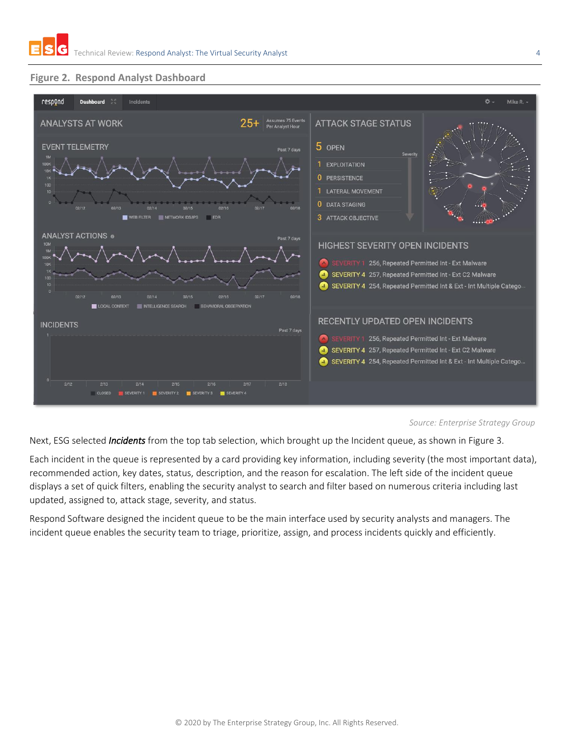## Figure 2. Respond Analyst Dashboard

Source: Enterprise Strategy Group

Next, ESG selected ***Incidents*** from the top tab selection, which brought up the Incident queue, as shown in Figure 3.

Each incident in the queue is represented by a card providing key information, including severity (the most important data), recommended action, key dates, status, description, and the reason for escalation. The left side of the incident queue displays a set of quick filters, enabling the security analyst to search and filter based on numerous criteria including last updated, assigned to, attack stage, severity, and status.

Respond Software designed the incident queue to be the main interface used by security analysts and managers. The incident queue enables the security team to triage, prioritize, assign, and process incidents quickly and efficiently.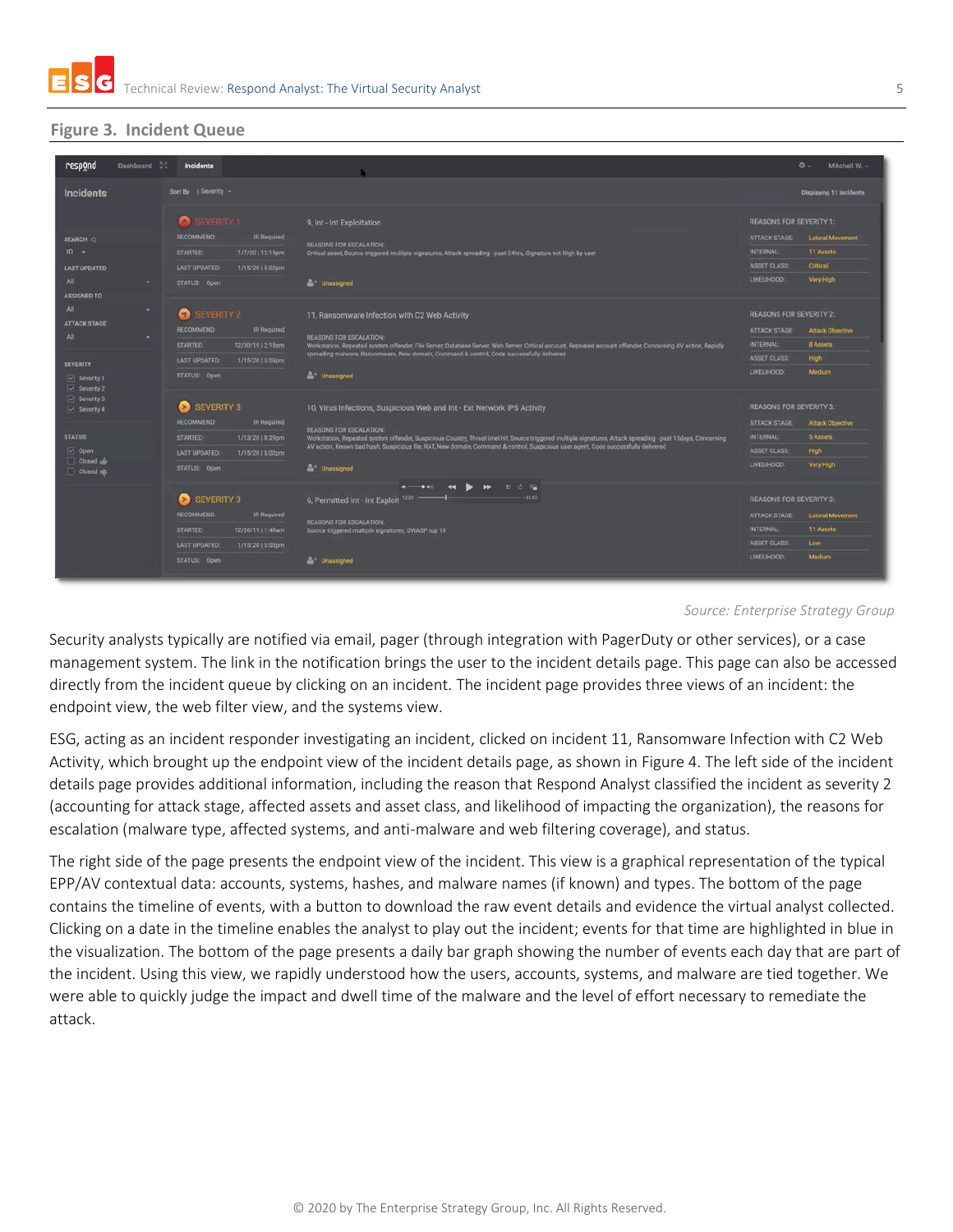## Figure 3. Incident Queue

Source: Enterprise Strategy Group

Security analysts typically are notified via email, pager (through integration with PagerDuty or other services), or a case management system. The link in the notification brings the user to the incident details page. This page can also be accessed directly from the incident queue by clicking on an incident. The incident page provides three views of an incident: the endpoint view, the web filter view, and the systems view.

ESG, acting as an incident responder investigating an incident, clicked on incident 11, Ransomware Infection with C2 Web Activity, which brought up the endpoint view of the incident details page, as shown in Figure 4. The left side of the incident details page provides additional information, including the reason that Respond Analyst classified the incident as severity 2 (accounting for attack stage, affected assets and asset class, and likelihood of impacting the organization), the reasons for escalation (malware type, affected systems, and anti-malware and web filtering coverage), and status.

The right side of the page presents the endpoint view of the incident. This view is a graphical representation of the typical EPP/AV contextual data: accounts, systems, hashes, and malware names (if known) and types. The bottom of the page contains the timeline of events, with a button to download the raw event details and evidence the virtual analyst collected. Clicking on a date in the timeline enables the analyst to play out the incident; events for that time are highlighted in blue in the visualization. The bottom of the page presents a daily bar graph showing the number of events each day that are part of the incident. Using this view, we rapidly understood how the users, accounts, systems, and malware are tied together. We were able to quickly judge the impact and dwell time of the malware and the level of effort necessary to remediate the attack.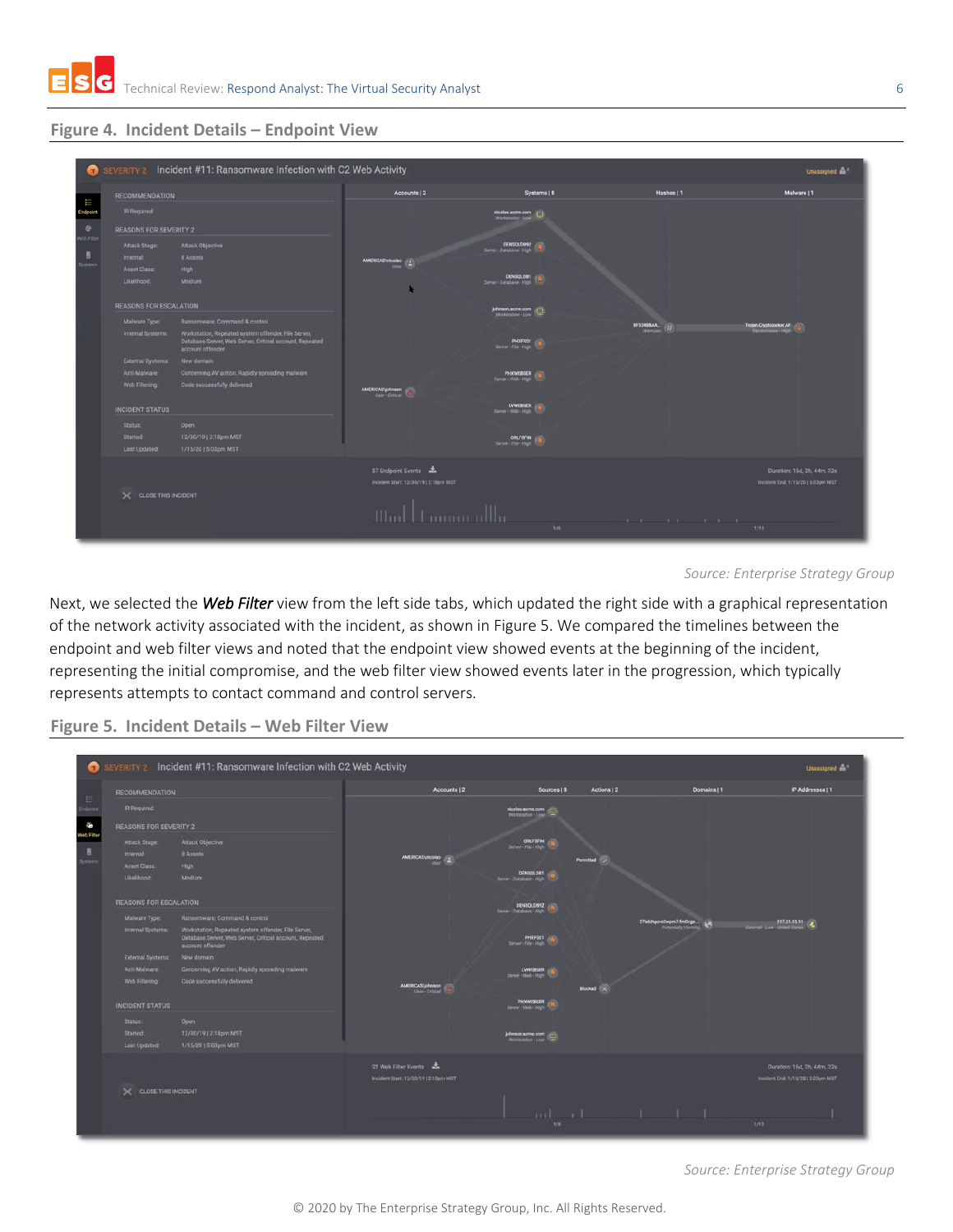**Figure 4. Incident Details – Endpoint View**

*Source: Enterprise Strategy Group*

Next, we selected the ***Web Filter*** view from the left side tabs, which updated the right side with a graphical representation of the network activity associated with the incident, as shown in Figure 5. We compared the timelines between the endpoint and web filter views and noted that the endpoint view showed events at the beginning of the incident, representing the initial compromise, and the web filter view showed events later in the progression, which typically represents attempts to contact command and control servers.

**Figure 5. Incident Details – Web Filter View**

*Source: Enterprise Strategy Group*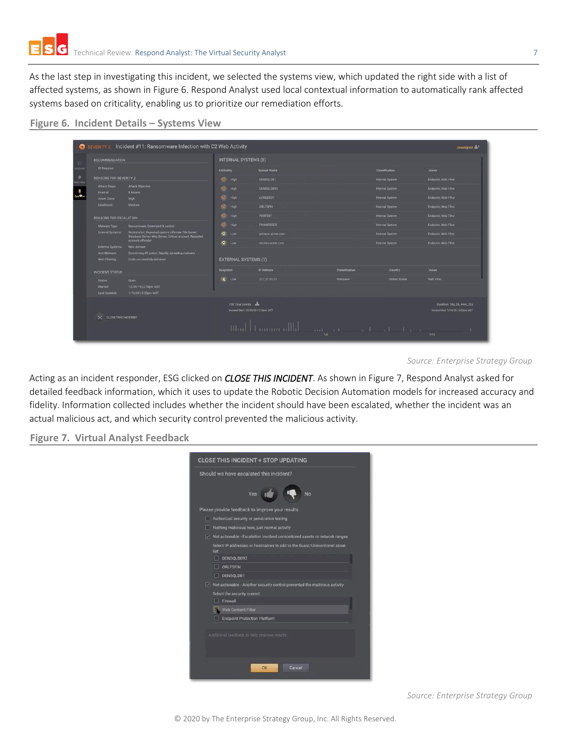As the last step in investigating this incident, we selected the systems view, which updated the right side with a list of affected systems, as shown in Figure 6. Respond Analyst used local contextual information to automatically rank affected systems based on criticality, enabling us to prioritize our remediation efforts.

**Figure 6. Incident Details – Systems View**

*Source: Enterprise Strategy Group*

Acting as an incident responder, ESG clicked on ***CLOSE THIS INCIDENT***. As shown in Figure 7, Respond Analyst asked for detailed feedback information, which it uses to update the Robotic Decision Automation models for increased accuracy and fidelity. Information collected includes whether the incident should have been escalated, whether the incident was an actual malicious act, and which security control prevented the malicious activity.

**Figure 7. Virtual Analyst Feedback**

*Source: Enterprise Strategy Group*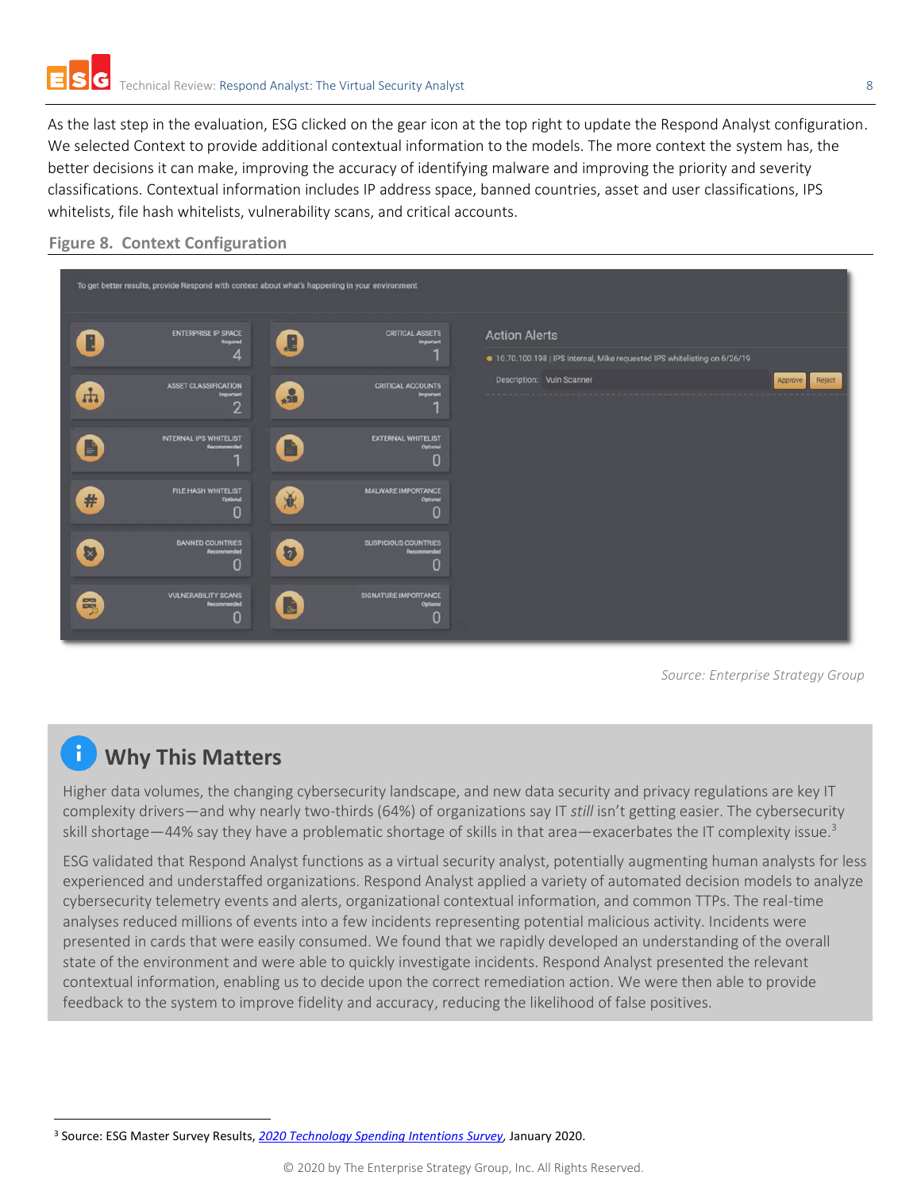As the last step in the evaluation, ESG clicked on the gear icon at the top right to update the Respond Analyst configuration. We selected Context to provide additional contextual information to the models. The more context the system has, the better decisions it can make, improving the accuracy of identifying malware and improving the priority and severity classifications. Contextual information includes IP address space, banned countries, asset and user classifications, IPS whitelists, file hash whitelists, vulnerability scans, and critical accounts.

**Figure 8. Context Configuration**

Source: Enterprise Strategy Group

## Why This Matters

Higher data volumes, the changing cybersecurity landscape, and new data security and privacy regulations are key IT complexity drivers—and why nearly two-thirds (64%) of organizations say IT *still* isn't getting easier. The cybersecurity skill shortage—44% say they have a problematic shortage of skills in that area—exacerbates the IT complexity issue.[3]

ESG validated that Respond Analyst functions as a virtual security analyst, potentially augmenting human analysts for less experienced and understaffed organizations. Respond Analyst applied a variety of automated decision models to analyze cybersecurity telemetry events and alerts, organizational contextual information, and common TTPs. The real-time analyses reduced millions of events into a few incidents representing potential malicious activity. Incidents were presented in cards that were easily consumed. We found that we rapidly developed an understanding of the overall state of the environment and were able to quickly investigate incidents. Respond Analyst presented the relevant contextual information, enabling us to decide upon the correct remediation action. We were then able to provide feedback to the system to improve fidelity and accuracy, reducing the likelihood of false positives.

[3] Source: ESG Master Survey Results, *2020 Technology Spending Intentions Survey*, January 2020.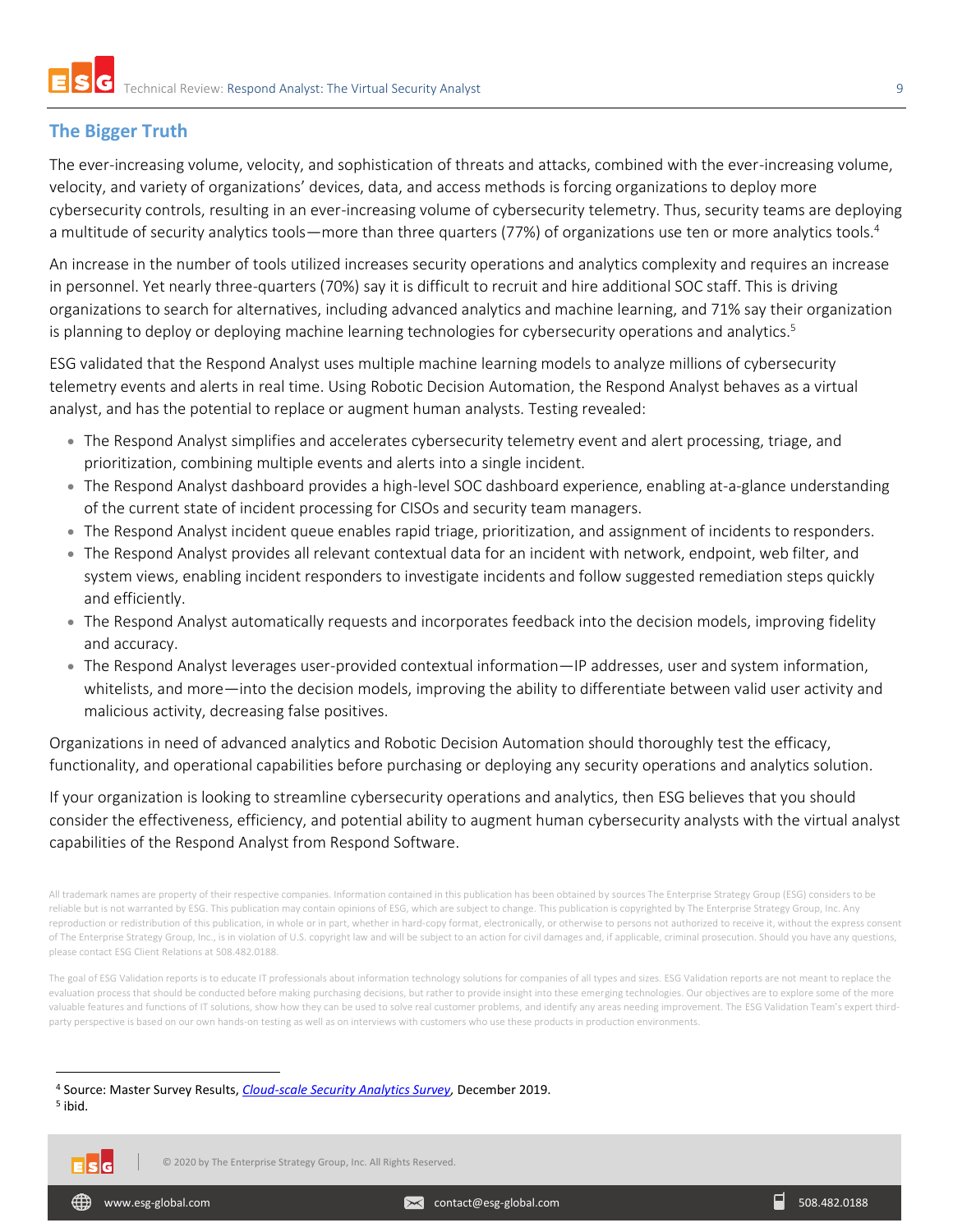## The Bigger Truth

The ever-increasing volume, velocity, and sophistication of threats and attacks, combined with the ever-increasing volume, velocity, and variety of organizations' devices, data, and access methods is forcing organizations to deploy more cybersecurity controls, resulting in an ever-increasing volume of cybersecurity telemetry. Thus, security teams are deploying a multitude of security analytics tools—more than three quarters (77%) of organizations use ten or more analytics tools.[4]

An increase in the number of tools utilized increases security operations and analytics complexity and requires an increase in personnel. Yet nearly three-quarters (70%) say it is difficult to recruit and hire additional SOC staff. This is driving organizations to search for alternatives, including advanced analytics and machine learning, and 71% say their organization is planning to deploy or deploying machine learning technologies for cybersecurity operations and analytics.[5]

ESG validated that the Respond Analyst uses multiple machine learning models to analyze millions of cybersecurity telemetry events and alerts in real time. Using Robotic Decision Automation, the Respond Analyst behaves as a virtual analyst, and has the potential to replace or augment human analysts. Testing revealed:

- The Respond Analyst simplifies and accelerates cybersecurity telemetry event and alert processing, triage, and prioritization, combining multiple events and alerts into a single incident.
- The Respond Analyst dashboard provides a high-level SOC dashboard experience, enabling at-a-glance understanding of the current state of incident processing for CISOs and security team managers.
- The Respond Analyst incident queue enables rapid triage, prioritization, and assignment of incidents to responders.
- The Respond Analyst provides all relevant contextual data for an incident with network, endpoint, web filter, and system views, enabling incident responders to investigate incidents and follow suggested remediation steps quickly and efficiently.
- The Respond Analyst automatically requests and incorporates feedback into the decision models, improving fidelity and accuracy.
- The Respond Analyst leverages user-provided contextual information—IP addresses, user and system information, whitelists, and more—into the decision models, improving the ability to differentiate between valid user activity and malicious activity, decreasing false positives.

Organizations in need of advanced analytics and Robotic Decision Automation should thoroughly test the efficacy, functionality, and operational capabilities before purchasing or deploying any security operations and analytics solution.

If your organization is looking to streamline cybersecurity operations and analytics, then ESG believes that you should consider the effectiveness, efficiency, and potential ability to augment human cybersecurity analysts with the virtual analyst capabilities of the Respond Analyst from Respond Software.

All trademark names are property of their respective companies. Information contained in this publication has been obtained by sources The Enterprise Strategy Group (ESG) considers to be reliable but is not warranted by ESG. This publication may contain opinions of ESG, which are subject to change. This publication is copyrighted by The Enterprise Strategy Group, Inc. Any reproduction or redistribution of this publication, in whole or in part, whether in hard-copy format, electronically, or otherwise to persons not authorized to receive it, without the express consent of The Enterprise Strategy Group, Inc., is in violation of U.S. copyright law and will be subject to an action for civil damages and, if applicable, criminal prosecution. Should you have any questions, please contact ESG Client Relations at 508.482.0188.

The goal of ESG Validation reports is to educate IT professionals about information technology solutions for companies of all types and sizes. ESG Validation reports are not meant to replace the evaluation process that should be conducted before making purchasing decisions, but rather to provide insight into these emerging technologies. Our objectives are to explore some of the more valuable features and functions of IT solutions, show how they can be used to solve real customer problems, and identify any areas needing improvement. The ESG Validation Team's expert third-party perspective is based on our own hands-on testing as well as on interviews with customers who use these products in production environments.

[4] Source: Master Survey Results, *Cloud-scale Security Analytics Survey*, December 2019.
[5] ibid.

© 2020 by The Enterprise Strategy Group, Inc. All Rights Reserved.

www.esg-global.com | contact@esg-global.com | 508.482.0188